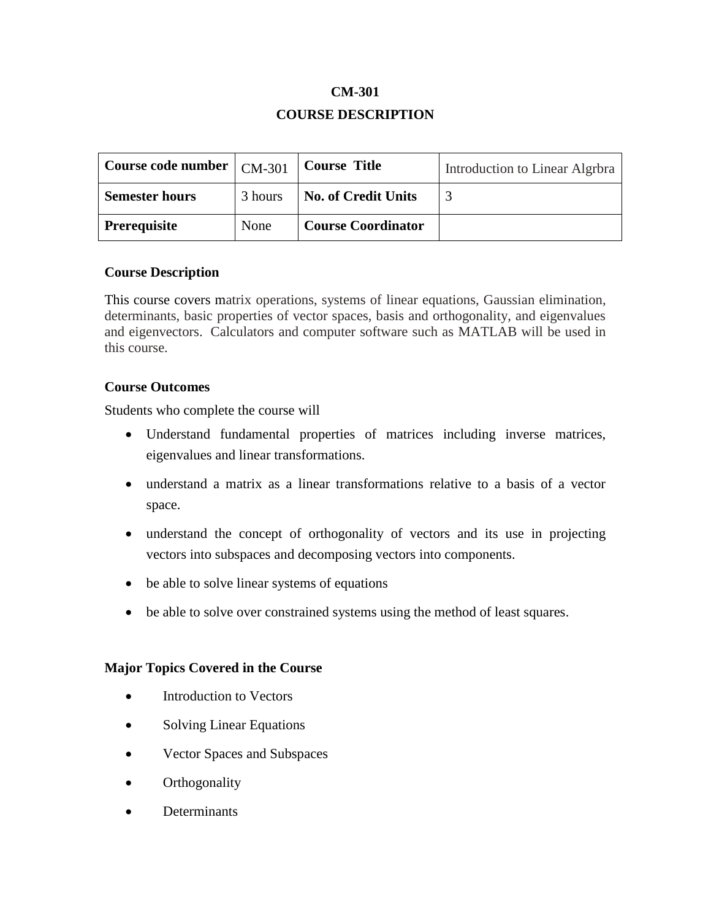**CM-301**

**COURSE DESCRIPTION**

| **Course code number** | CM-301 | **Course Title** | Introduction to Linear Algrbra |
|---|---|---|---|
| **Semester hours** | 3 hours | **No. of Credit Units** | 3 |
| **Prerequisite** | None | **Course Coordinator** | |

**Course Description**

This course covers matrix operations, systems of linear equations, Gaussian elimination, determinants, basic properties of vector spaces, basis and orthogonality, and eigenvalues and eigenvectors. Calculators and computer software such as MATLAB will be used in this course.

**Course Outcomes**

Students who complete the course will

- Understand fundamental properties of matrices including inverse matrices, eigenvalues and linear transformations.
- understand a matrix as a linear transformations relative to a basis of a vector space.
- understand the concept of orthogonality of vectors and its use in projecting vectors into subspaces and decomposing vectors into components.
- be able to solve linear systems of equations
- be able to solve over constrained systems using the method of least squares.

**Major Topics Covered in the Course**

- Introduction to Vectors
- Solving Linear Equations
- Vector Spaces and Subspaces
- Orthogonality
- Determinants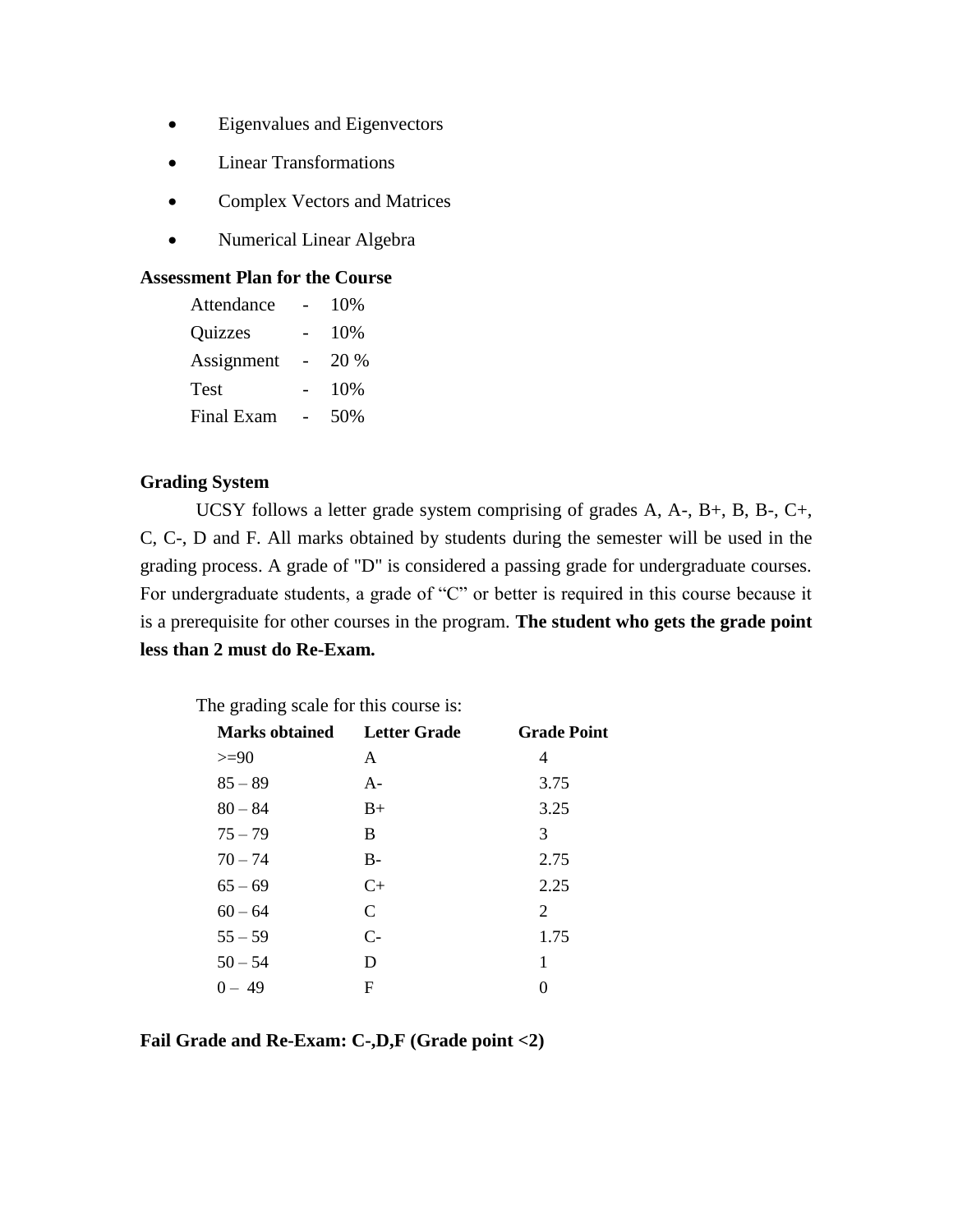- Eigenvalues and Eigenvectors
- Linear Transformations
- Complex Vectors and Matrices
- Numerical Linear Algebra

**Assessment Plan for the Course**

| | | |
|---|---|---|
| Attendance | - | 10% |
| Quizzes | - | 10% |
| Assignment | - | 20 % |
| Test | - | 10% |
| Final Exam | - | 50% |

**Grading System**

UCSY follows a letter grade system comprising of grades A, A-, B+, B, B-, C+, C, C-, D and F. All marks obtained by students during the semester will be used in the grading process. A grade of "D" is considered a passing grade for undergraduate courses. For undergraduate students, a grade of "C" or better is required in this course because it is a prerequisite for other courses in the program. **The student who gets the grade point less than 2 must do Re-Exam.**

The grading scale for this course is:

| Marks obtained | Letter Grade | Grade Point |
|---|---|---|
| >=90 | A | 4 |
| 85 – 89 | A- | 3.75 |
| 80 – 84 | B+ | 3.25 |
| 75 – 79 | B | 3 |
| 70 – 74 | B- | 2.75 |
| 65 – 69 | C+ | 2.25 |
| 60 – 64 | C | 2 |
| 55 – 59 | C- | 1.75 |
| 50 – 54 | D | 1 |
| 0 – 49 | F | 0 |

**Fail Grade and Re-Exam: C-,D,F (Grade point <2)**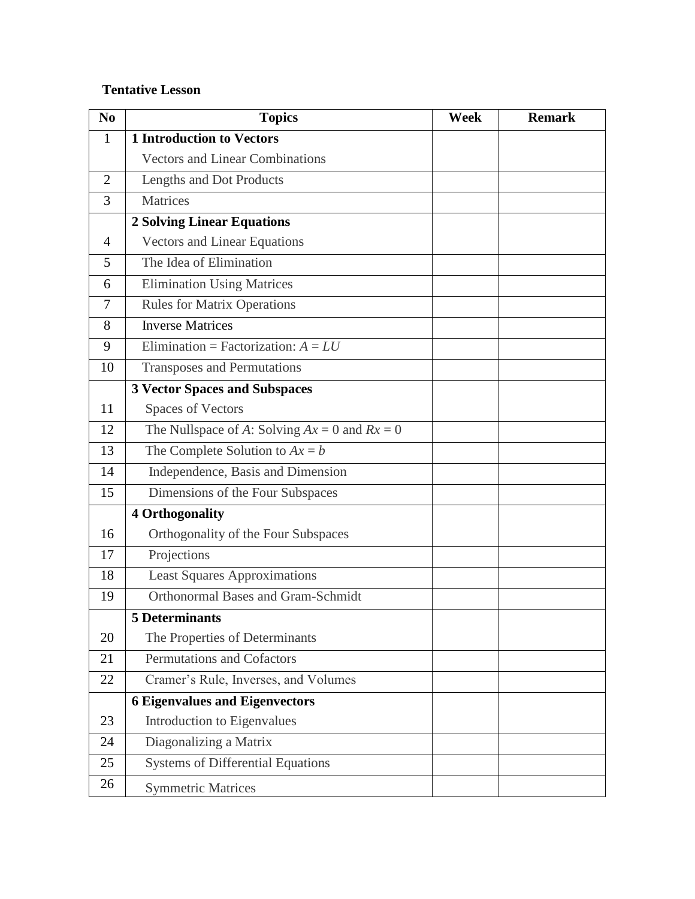**Tentative Lesson**

| No | Topics | Week | Remark |
|---|---|---|---|
| 1 | **1 Introduction to Vectors** | | |
| | Vectors and Linear Combinations | | |
| 2 | Lengths and Dot Products | | |
| 3 | Matrices | | |
| | **2 Solving Linear Equations** | | |
| 4 | Vectors and Linear Equations | | |
| 5 | The Idea of Elimination | | |
| 6 | Elimination Using Matrices | | |
| 7 | Rules for Matrix Operations | | |
| 8 | Inverse Matrices | | |
| 9 | Elimination = Factorization: $A = LU$ | | |
| 10 | Transposes and Permutations | | |
| | **3 Vector Spaces and Subspaces** | | |
| 11 | Spaces of Vectors | | |
| 12 | The Nullspace of $A$: Solving $Ax = 0$ and $Rx = 0$ | | |
| 13 | The Complete Solution to $Ax = b$ | | |
| 14 | Independence, Basis and Dimension | | |
| 15 | Dimensions of the Four Subspaces | | |
| | **4 Orthogonality** | | |
| 16 | Orthogonality of the Four Subspaces | | |
| 17 | Projections | | |
| 18 | Least Squares Approximations | | |
| 19 | Orthonormal Bases and Gram-Schmidt | | |
| | **5 Determinants** | | |
| 20 | The Properties of Determinants | | |
| 21 | Permutations and Cofactors | | |
| 22 | Cramer's Rule, Inverses, and Volumes | | |
| | **6 Eigenvalues and Eigenvectors** | | |
| 23 | Introduction to Eigenvalues | | |
| 24 | Diagonalizing a Matrix | | |
| 25 | Systems of Differential Equations | | |
| 26 | Symmetric Matrices | | |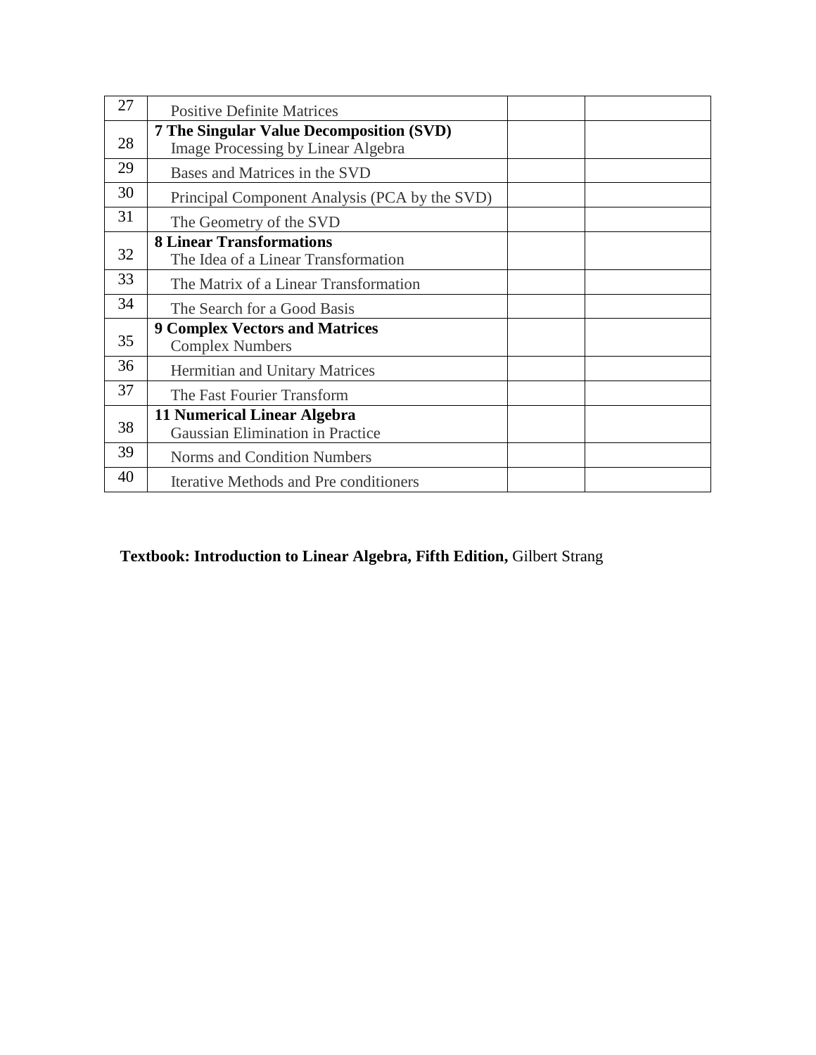| | | | |
|---|---|---|---|
| 27 | Positive Definite Matrices | | |
| 28 | **7 The Singular Value Decomposition (SVD)**<br>Image Processing by Linear Algebra | | |
| 29 | Bases and Matrices in the SVD | | |
| 30 | Principal Component Analysis (PCA by the SVD) | | |
| 31 | The Geometry of the SVD | | |
| 32 | **8 Linear Transformations**<br>The Idea of a Linear Transformation | | |
| 33 | The Matrix of a Linear Transformation | | |
| 34 | The Search for a Good Basis | | |
| 35 | **9 Complex Vectors and Matrices**<br>Complex Numbers | | |
| 36 | Hermitian and Unitary Matrices | | |
| 37 | The Fast Fourier Transform | | |
| 38 | **11 Numerical Linear Algebra**<br>Gaussian Elimination in Practice | | |
| 39 | Norms and Condition Numbers | | |
| 40 | Iterative Methods and Pre conditioners | | |

**Textbook: Introduction to Linear Algebra, Fifth Edition,** Gilbert Strang